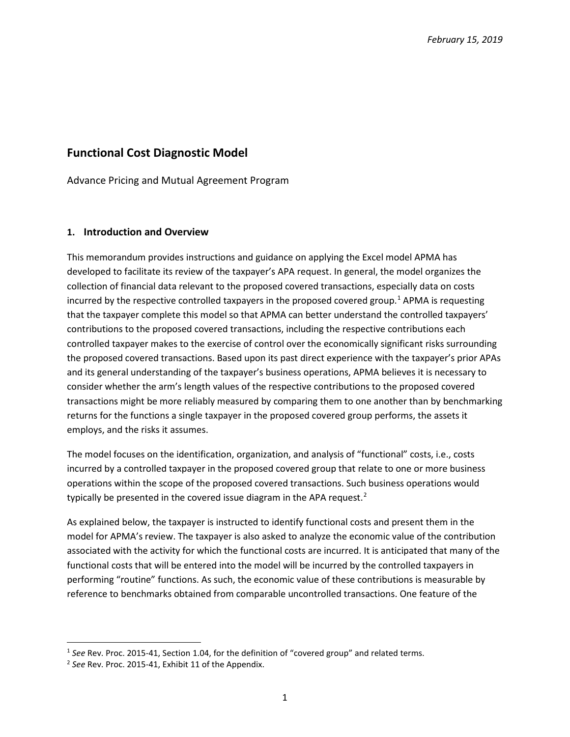*February 15, 2019*

# Functional Cost Diagnostic Model

Advance Pricing and Mutual Agreement Program

## 1. Introduction and Overview

This memorandum provides instructions and guidance on applying the Excel model APMA has developed to facilitate its review of the taxpayer's APA request. In general, the model organizes the collection of financial data relevant to the proposed covered transactions, especially data on costs incurred by the respective controlled taxpayers in the proposed covered group.[1] APMA is requesting that the taxpayer complete this model so that APMA can better understand the controlled taxpayers' contributions to the proposed covered transactions, including the respective contributions each controlled taxpayer makes to the exercise of control over the economically significant risks surrounding the proposed covered transactions. Based upon its past direct experience with the taxpayer's prior APAs and its general understanding of the taxpayer's business operations, APMA believes it is necessary to consider whether the arm's length values of the respective contributions to the proposed covered transactions might be more reliably measured by comparing them to one another than by benchmarking returns for the functions a single taxpayer in the proposed covered group performs, the assets it employs, and the risks it assumes.

The model focuses on the identification, organization, and analysis of "functional" costs, i.e., costs incurred by a controlled taxpayer in the proposed covered group that relate to one or more business operations within the scope of the proposed covered transactions. Such business operations would typically be presented in the covered issue diagram in the APA request.[2]

As explained below, the taxpayer is instructed to identify functional costs and present them in the model for APMA's review. The taxpayer is also asked to analyze the economic value of the contribution associated with the activity for which the functional costs are incurred. It is anticipated that many of the functional costs that will be entered into the model will be incurred by the controlled taxpayers in performing "routine" functions. As such, the economic value of these contributions is measurable by reference to benchmarks obtained from comparable uncontrolled transactions. One feature of the

[1] *See* Rev. Proc. 2015-41, Section 1.04, for the definition of "covered group" and related terms.

[2] *See* Rev. Proc. 2015-41, Exhibit 11 of the Appendix.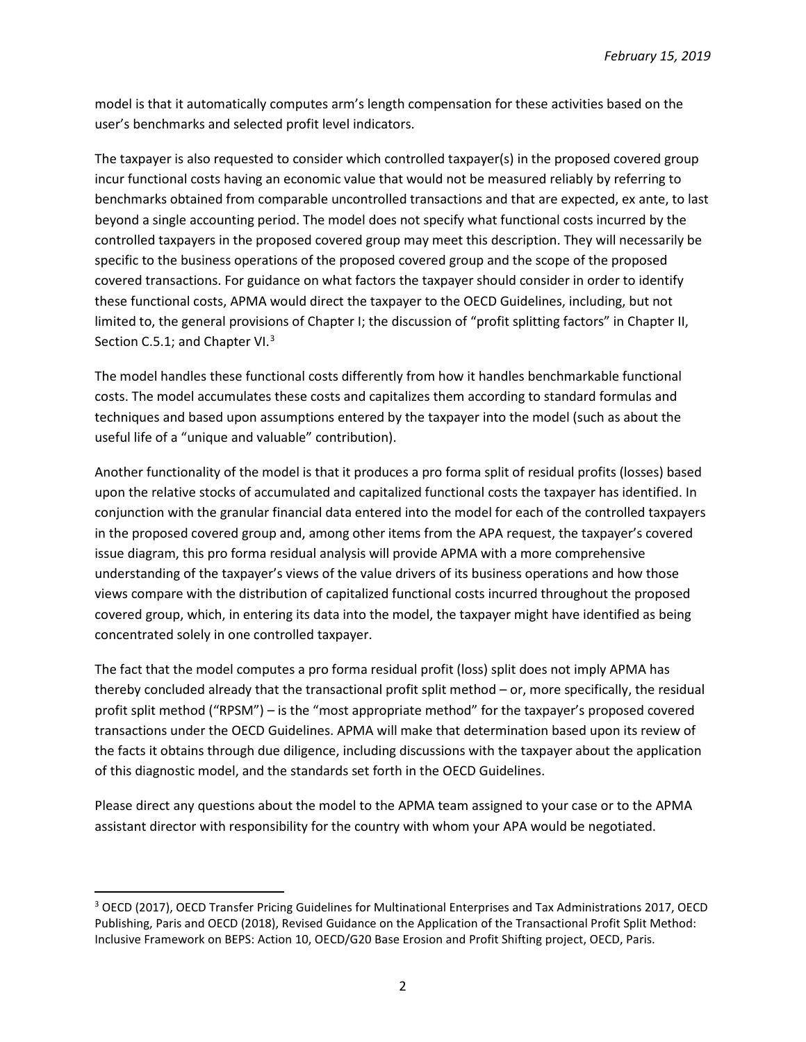model is that it automatically computes arm's length compensation for these activities based on the user's benchmarks and selected profit level indicators.

The taxpayer is also requested to consider which controlled taxpayer(s) in the proposed covered group incur functional costs having an economic value that would not be measured reliably by referring to benchmarks obtained from comparable uncontrolled transactions and that are expected, ex ante, to last beyond a single accounting period. The model does not specify what functional costs incurred by the controlled taxpayers in the proposed covered group may meet this description. They will necessarily be specific to the business operations of the proposed covered group and the scope of the proposed covered transactions. For guidance on what factors the taxpayer should consider in order to identify these functional costs, APMA would direct the taxpayer to the OECD Guidelines, including, but not limited to, the general provisions of Chapter I; the discussion of "profit splitting factors" in Chapter II, Section C.5.1; and Chapter VI.[3]

The model handles these functional costs differently from how it handles benchmarkable functional costs. The model accumulates these costs and capitalizes them according to standard formulas and techniques and based upon assumptions entered by the taxpayer into the model (such as about the useful life of a "unique and valuable" contribution).

Another functionality of the model is that it produces a pro forma split of residual profits (losses) based upon the relative stocks of accumulated and capitalized functional costs the taxpayer has identified. In conjunction with the granular financial data entered into the model for each of the controlled taxpayers in the proposed covered group and, among other items from the APA request, the taxpayer's covered issue diagram, this pro forma residual analysis will provide APMA with a more comprehensive understanding of the taxpayer's views of the value drivers of its business operations and how those views compare with the distribution of capitalized functional costs incurred throughout the proposed covered group, which, in entering its data into the model, the taxpayer might have identified as being concentrated solely in one controlled taxpayer.

The fact that the model computes a pro forma residual profit (loss) split does not imply APMA has thereby concluded already that the transactional profit split method – or, more specifically, the residual profit split method ("RPSM") – is the "most appropriate method" for the taxpayer's proposed covered transactions under the OECD Guidelines. APMA will make that determination based upon its review of the facts it obtains through due diligence, including discussions with the taxpayer about the application of this diagnostic model, and the standards set forth in the OECD Guidelines.

Please direct any questions about the model to the APMA team assigned to your case or to the APMA assistant director with responsibility for the country with whom your APA would be negotiated.

---

[3] OECD (2017), OECD Transfer Pricing Guidelines for Multinational Enterprises and Tax Administrations 2017, OECD Publishing, Paris and OECD (2018), Revised Guidance on the Application of the Transactional Profit Split Method: Inclusive Framework on BEPS: Action 10, OECD/G20 Base Erosion and Profit Shifting project, OECD, Paris.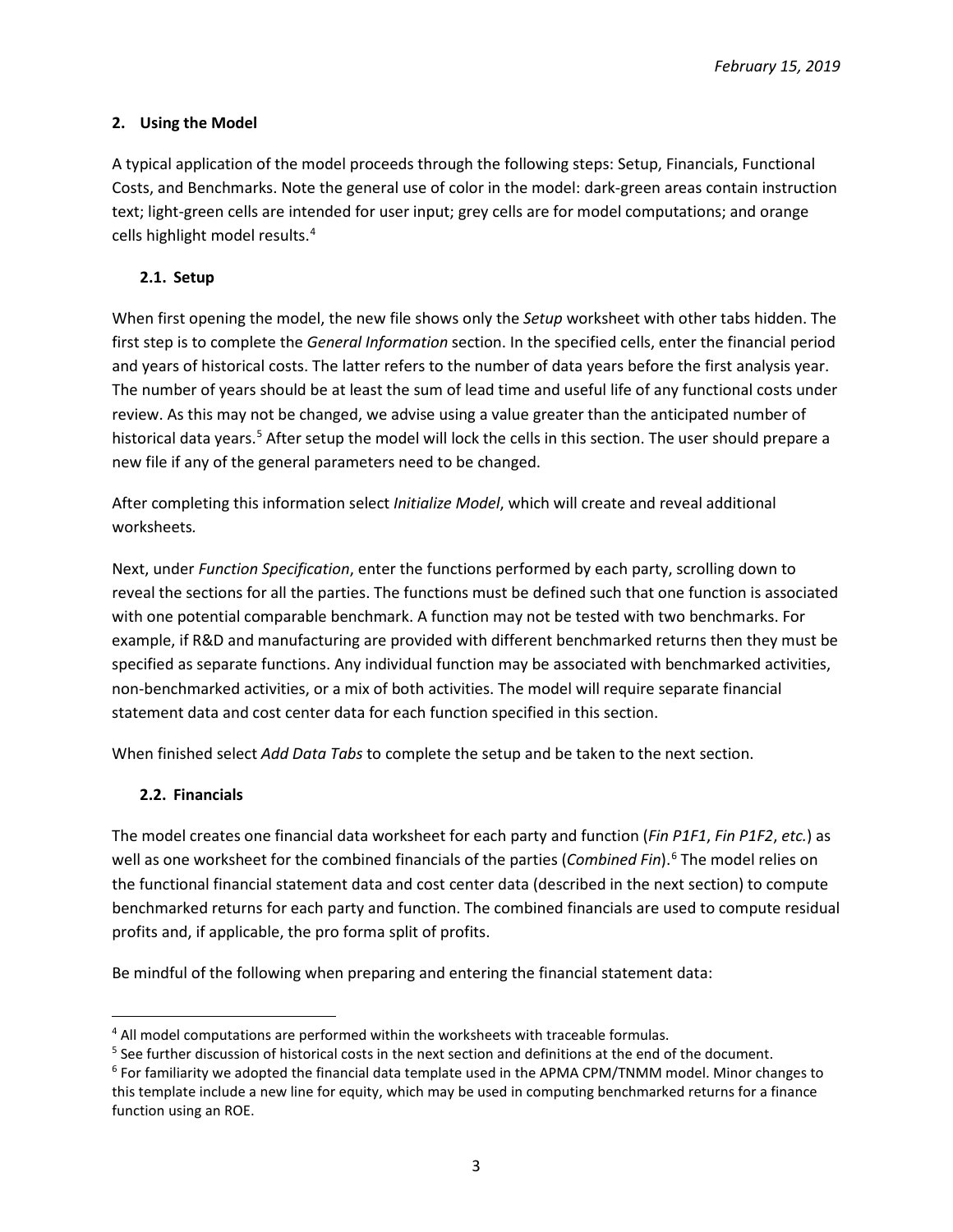## 2. Using the Model

A typical application of the model proceeds through the following steps: Setup, Financials, Functional Costs, and Benchmarks. Note the general use of color in the model: dark-green areas contain instruction text; light-green cells are intended for user input; grey cells are for model computations; and orange cells highlight model results.[4]

### 2.1. Setup

When first opening the model, the new file shows only the *Setup* worksheet with other tabs hidden. The first step is to complete the *General Information* section. In the specified cells, enter the financial period and years of historical costs. The latter refers to the number of data years before the first analysis year. The number of years should be at least the sum of lead time and useful life of any functional costs under review. As this may not be changed, we advise using a value greater than the anticipated number of historical data years.[5] After setup the model will lock the cells in this section. The user should prepare a new file if any of the general parameters need to be changed.

After completing this information select *Initialize Model*, which will create and reveal additional worksheets.

Next, under *Function Specification*, enter the functions performed by each party, scrolling down to reveal the sections for all the parties. The functions must be defined such that one function is associated with one potential comparable benchmark. A function may not be tested with two benchmarks. For example, if R&D and manufacturing are provided with different benchmarked returns then they must be specified as separate functions. Any individual function may be associated with benchmarked activities, non-benchmarked activities, or a mix of both activities. The model will require separate financial statement data and cost center data for each function specified in this section.

When finished select *Add Data Tabs* to complete the setup and be taken to the next section.

### 2.2. Financials

The model creates one financial data worksheet for each party and function (*Fin P1F1*, *Fin P1F2*, *etc.*) as well as one worksheet for the combined financials of the parties (*Combined Fin*).[6] The model relies on the functional financial statement data and cost center data (described in the next section) to compute benchmarked returns for each party and function. The combined financials are used to compute residual profits and, if applicable, the pro forma split of profits.

Be mindful of the following when preparing and entering the financial statement data:

---

[4] All model computations are performed within the worksheets with traceable formulas.

[5] See further discussion of historical costs in the next section and definitions at the end of the document.

[6] For familiarity we adopted the financial data template used in the APMA CPM/TNMM model. Minor changes to this template include a new line for equity, which may be used in computing benchmarked returns for a finance function using an ROE.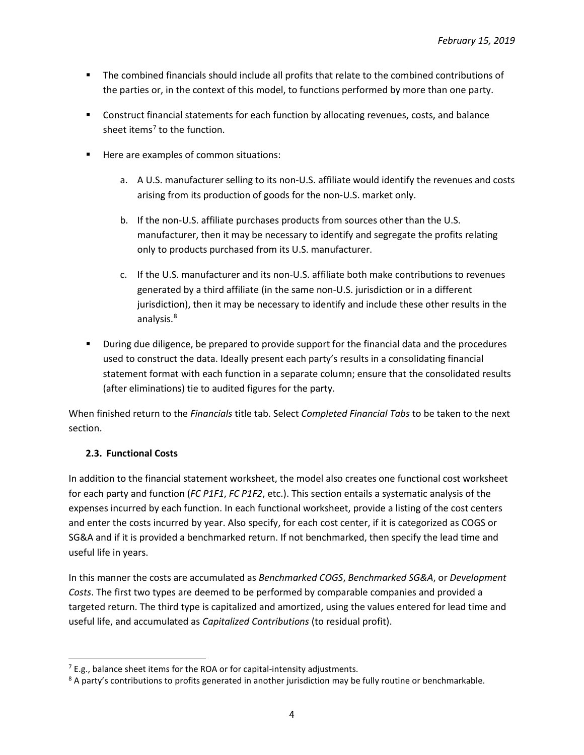- The combined financials should include all profits that relate to the combined contributions of the parties or, in the context of this model, to functions performed by more than one party.

- Construct financial statements for each function by allocating revenues, costs, and balance sheet items[7] to the function.

- Here are examples of common situations:

    a. A U.S. manufacturer selling to its non-U.S. affiliate would identify the revenues and costs arising from its production of goods for the non-U.S. market only.

    b. If the non-U.S. affiliate purchases products from sources other than the U.S. manufacturer, then it may be necessary to identify and segregate the profits relating only to products purchased from its U.S. manufacturer.

    c. If the U.S. manufacturer and its non-U.S. affiliate both make contributions to revenues generated by a third affiliate (in the same non-U.S. jurisdiction or in a different jurisdiction), then it may be necessary to identify and include these other results in the analysis.[8]

- During due diligence, be prepared to provide support for the financial data and the procedures used to construct the data. Ideally present each party's results in a consolidating financial statement format with each function in a separate column; ensure that the consolidated results (after eliminations) tie to audited figures for the party.

When finished return to the *Financials* title tab. Select *Completed Financial Tabs* to be taken to the next section.

### 2.3. Functional Costs

In addition to the financial statement worksheet, the model also creates one functional cost worksheet for each party and function (*FC P1F1*, *FC P1F2*, etc.). This section entails a systematic analysis of the expenses incurred by each function. In each functional worksheet, provide a listing of the cost centers and enter the costs incurred by year. Also specify, for each cost center, if it is categorized as COGS or SG&A and if it is provided a benchmarked return. If not benchmarked, then specify the lead time and useful life in years.

In this manner the costs are accumulated as *Benchmarked COGS*, *Benchmarked SG&A*, or *Development Costs*. The first two types are deemed to be performed by comparable companies and provided a targeted return. The third type is capitalized and amortized, using the values entered for lead time and useful life, and accumulated as *Capitalized Contributions* (to residual profit).

---

[7] E.g., balance sheet items for the ROA or for capital-intensity adjustments.

[8] A party's contributions to profits generated in another jurisdiction may be fully routine or benchmarkable.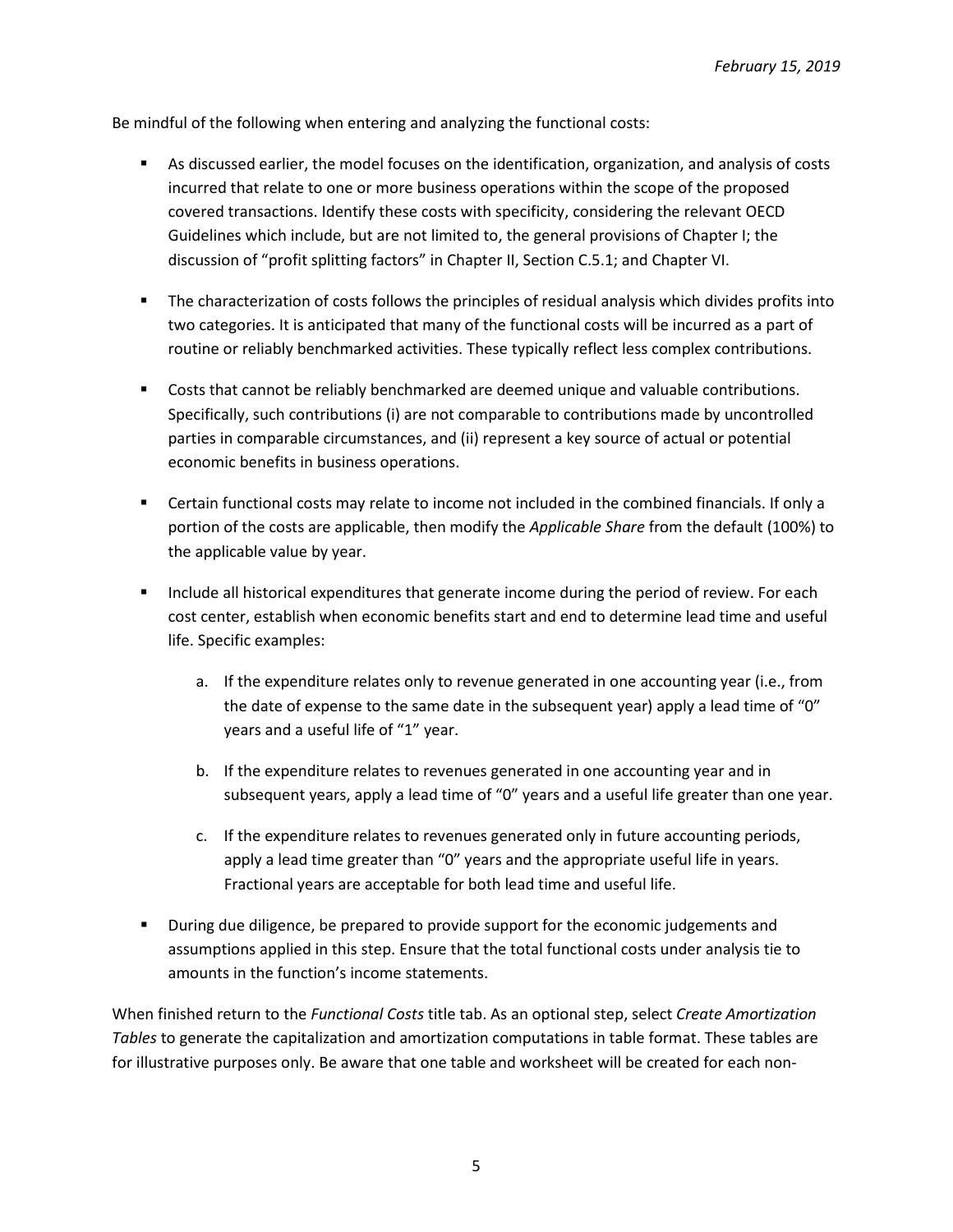Be mindful of the following when entering and analyzing the functional costs:

- As discussed earlier, the model focuses on the identification, organization, and analysis of costs incurred that relate to one or more business operations within the scope of the proposed covered transactions. Identify these costs with specificity, considering the relevant OECD Guidelines which include, but are not limited to, the general provisions of Chapter I; the discussion of "profit splitting factors" in Chapter II, Section C.5.1; and Chapter VI.

- The characterization of costs follows the principles of residual analysis which divides profits into two categories. It is anticipated that many of the functional costs will be incurred as a part of routine or reliably benchmarked activities. These typically reflect less complex contributions.

- Costs that cannot be reliably benchmarked are deemed unique and valuable contributions. Specifically, such contributions (i) are not comparable to contributions made by uncontrolled parties in comparable circumstances, and (ii) represent a key source of actual or potential economic benefits in business operations.

- Certain functional costs may relate to income not included in the combined financials. If only a portion of the costs are applicable, then modify the *Applicable Share* from the default (100%) to the applicable value by year.

- Include all historical expenditures that generate income during the period of review. For each cost center, establish when economic benefits start and end to determine lead time and useful life. Specific examples:

    a. If the expenditure relates only to revenue generated in one accounting year (i.e., from the date of expense to the same date in the subsequent year) apply a lead time of "0" years and a useful life of "1" year.

    b. If the expenditure relates to revenues generated in one accounting year and in subsequent years, apply a lead time of "0" years and a useful life greater than one year.

    c. If the expenditure relates to revenues generated only in future accounting periods, apply a lead time greater than "0" years and the appropriate useful life in years. Fractional years are acceptable for both lead time and useful life.

- During due diligence, be prepared to provide support for the economic judgements and assumptions applied in this step. Ensure that the total functional costs under analysis tie to amounts in the function's income statements.

When finished return to the *Functional Costs* title tab. As an optional step, select *Create Amortization Tables* to generate the capitalization and amortization computations in table format. These tables are for illustrative purposes only. Be aware that one table and worksheet will be created for each non-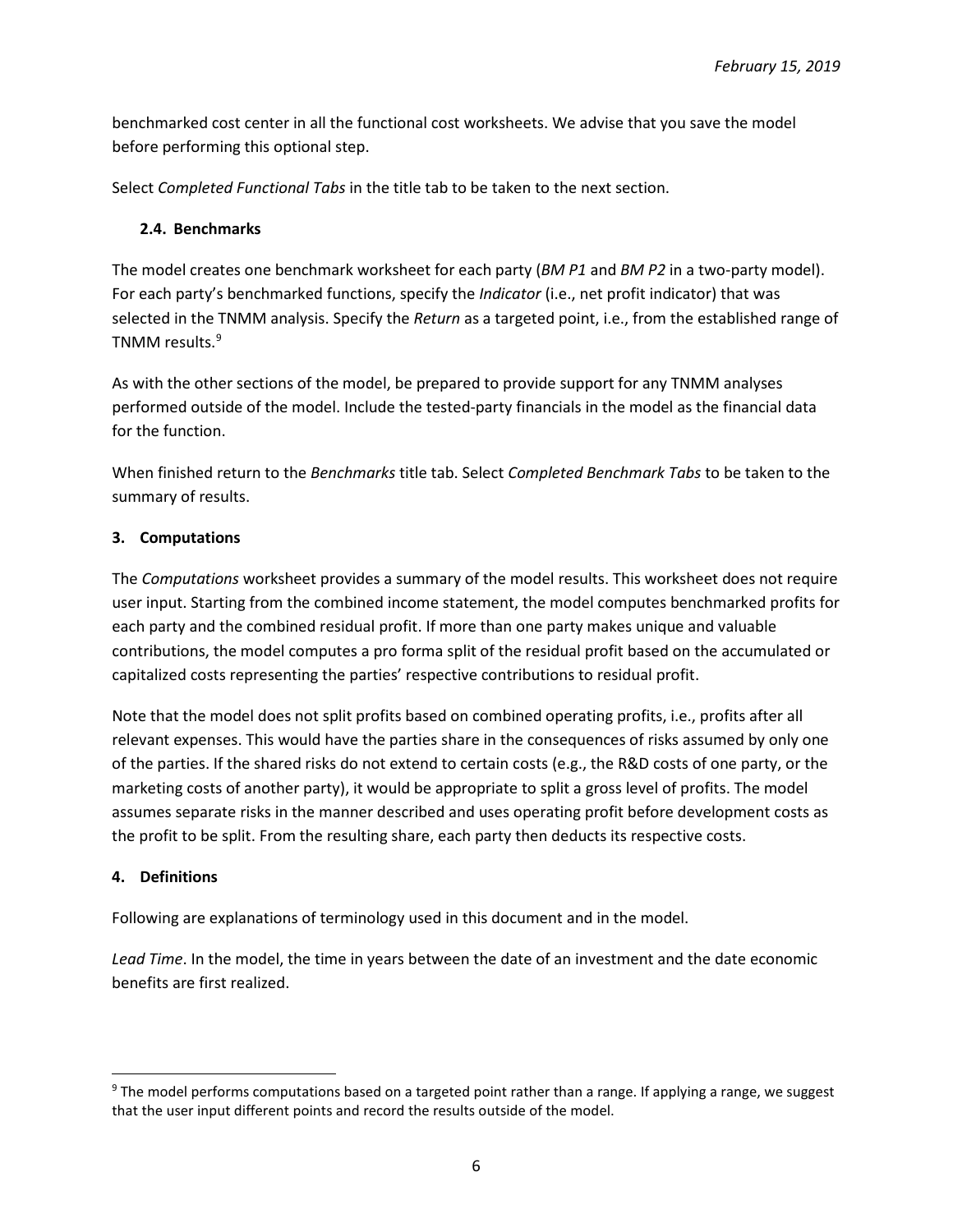benchmarked cost center in all the functional cost worksheets. We advise that you save the model before performing this optional step.

Select *Completed Functional Tabs* in the title tab to be taken to the next section.

### 2.4. Benchmarks

The model creates one benchmark worksheet for each party (*BM P1* and *BM P2* in a two-party model). For each party's benchmarked functions, specify the *Indicator* (i.e., net profit indicator) that was selected in the TNMM analysis. Specify the *Return* as a targeted point, i.e., from the established range of TNMM results.[9]

As with the other sections of the model, be prepared to provide support for any TNMM analyses performed outside of the model. Include the tested-party financials in the model as the financial data for the function.

When finished return to the *Benchmarks* title tab. Select *Completed Benchmark Tabs* to be taken to the summary of results.

## 3. Computations

The *Computations* worksheet provides a summary of the model results. This worksheet does not require user input. Starting from the combined income statement, the model computes benchmarked profits for each party and the combined residual profit. If more than one party makes unique and valuable contributions, the model computes a pro forma split of the residual profit based on the accumulated or capitalized costs representing the parties' respective contributions to residual profit.

Note that the model does not split profits based on combined operating profits, i.e., profits after all relevant expenses. This would have the parties share in the consequences of risks assumed by only one of the parties. If the shared risks do not extend to certain costs (e.g., the R&D costs of one party, or the marketing costs of another party), it would be appropriate to split a gross level of profits. The model assumes separate risks in the manner described and uses operating profit before development costs as the profit to be split. From the resulting share, each party then deducts its respective costs.

## 4. Definitions

Following are explanations of terminology used in this document and in the model.

*Lead Time*. In the model, the time in years between the date of an investment and the date economic benefits are first realized.

---

[9] The model performs computations based on a targeted point rather than a range. If applying a range, we suggest that the user input different points and record the results outside of the model.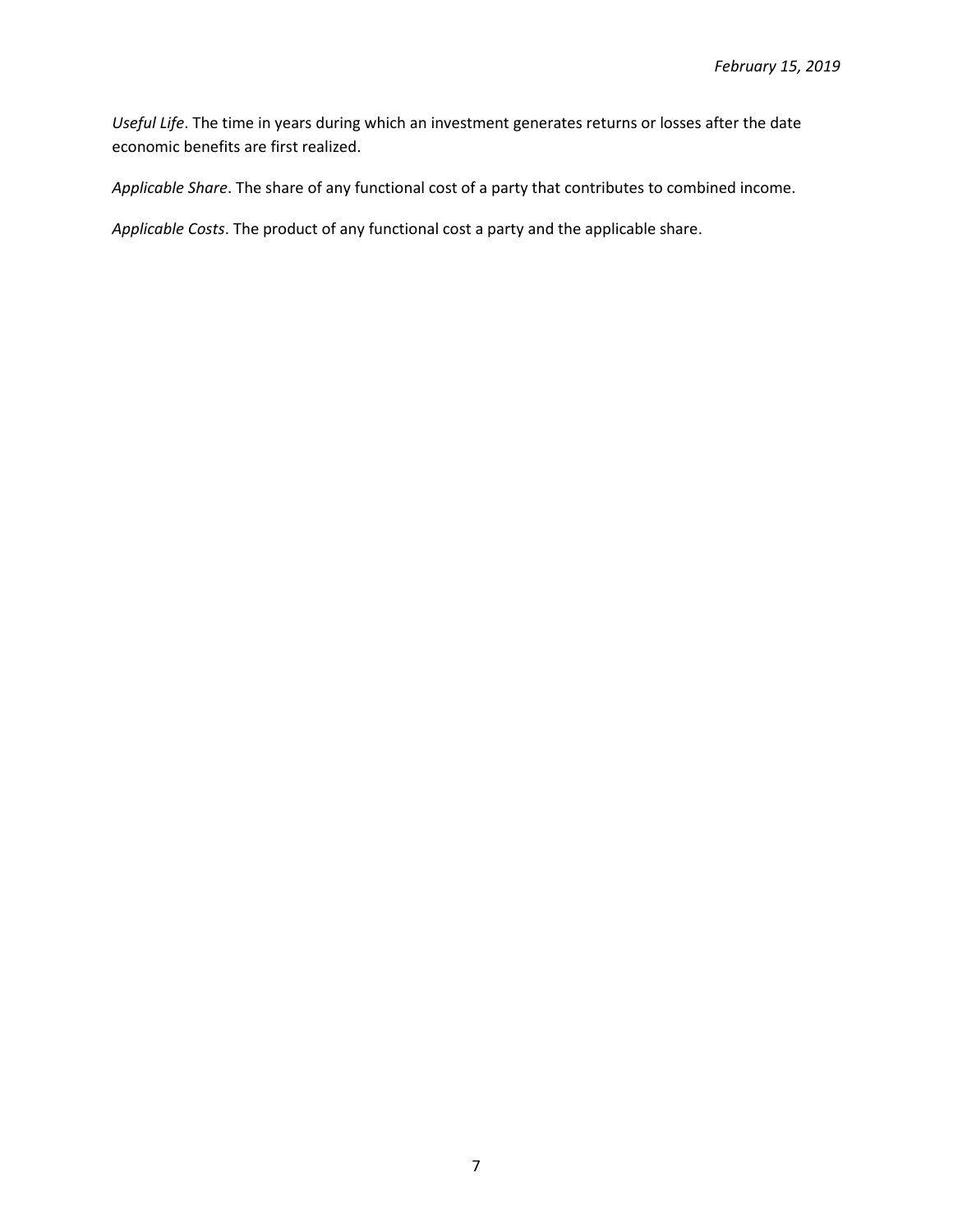*Useful Life*. The time in years during which an investment generates returns or losses after the date economic benefits are first realized.

*Applicable Share*. The share of any functional cost of a party that contributes to combined income.

*Applicable Costs*. The product of any functional cost a party and the applicable share.